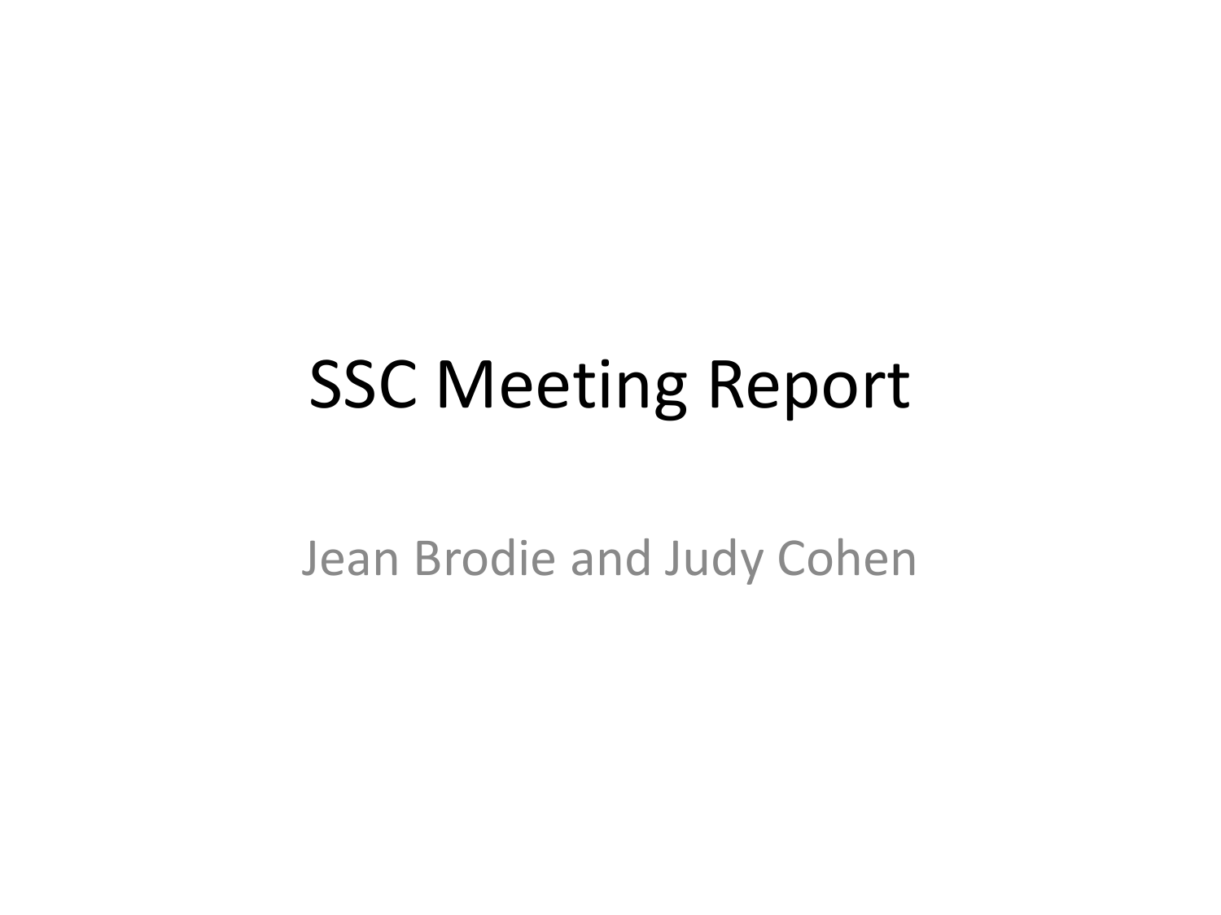# SSC Meeting Report

Jean Brodie and Judy Cohen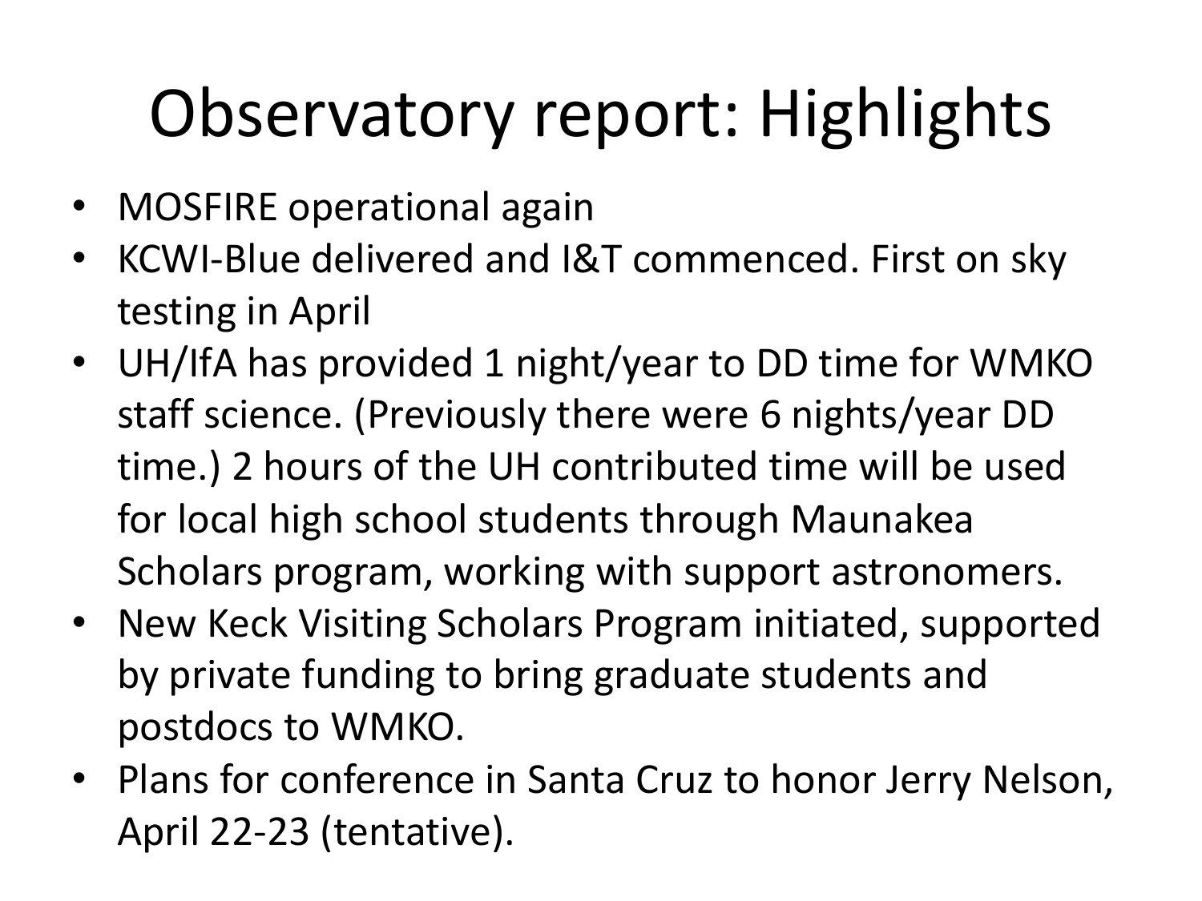# Observatory report: Highlights

- MOSFIRE operational again
- KCWI-Blue delivered and I&T commenced. First on sky testing in April
- UH/IfA has provided 1 night/year to DD time for WMKO staff science. (Previously there were 6 nights/year DD time.) 2 hours of the UH contributed time will be used for local high school students through Maunakea Scholars program, working with support astronomers.
- New Keck Visiting Scholars Program initiated, supported by private funding to bring graduate students and postdocs to WMKO.
- Plans for conference in Santa Cruz to honor Jerry Nelson, April 22-23 (tentative).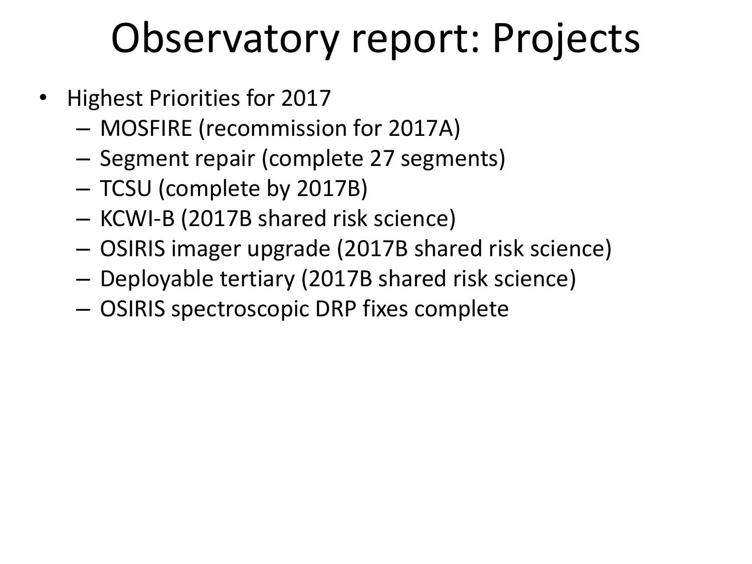# Observatory report: Projects

- Highest Priorities for 2017
  - MOSFIRE (recommission for 2017A)
  - Segment repair (complete 27 segments)
  - TCSU (complete by 2017B)
  - KCWI-B (2017B shared risk science)
  - OSIRIS imager upgrade (2017B shared risk science)
  - Deployable tertiary (2017B shared risk science)
  - OSIRIS spectroscopic DRP fixes complete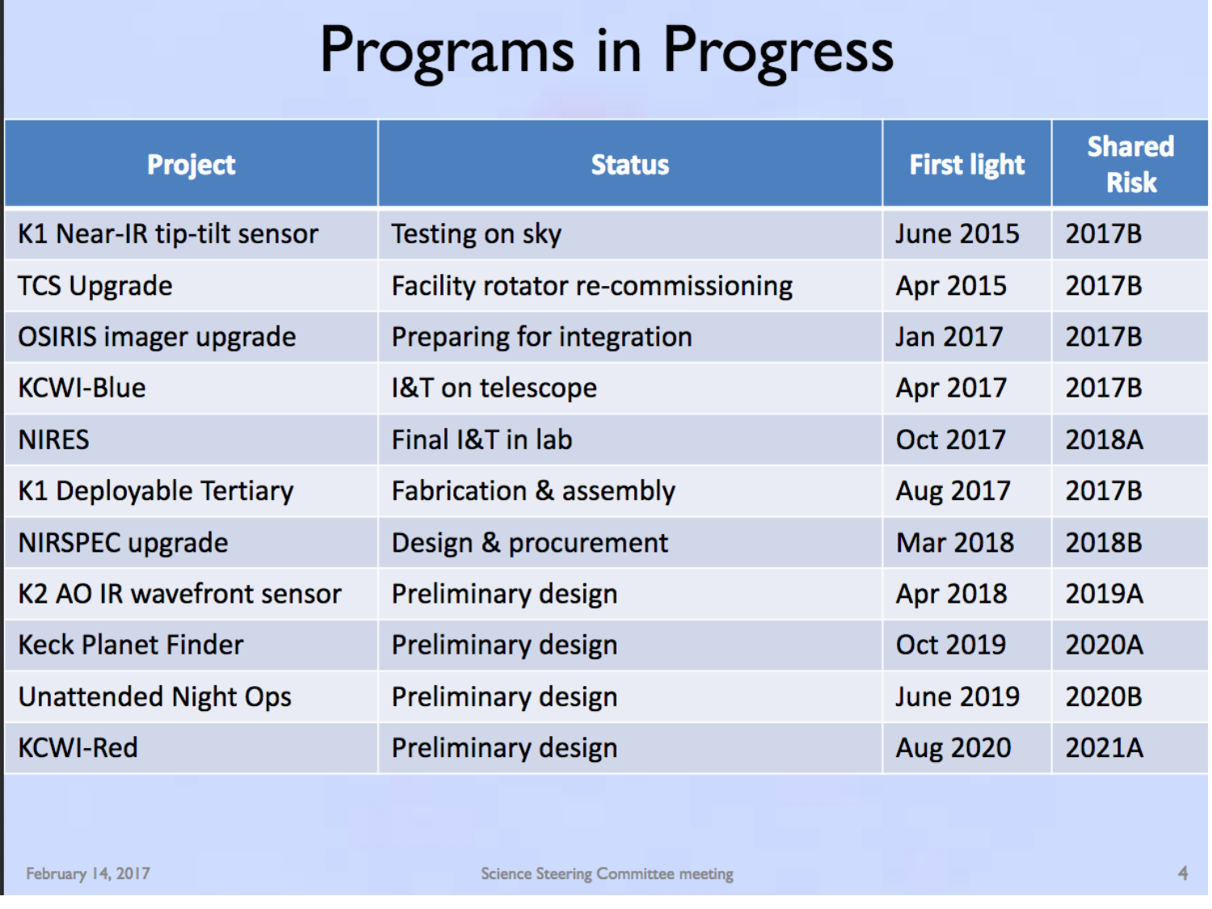# Programs in Progress

| Project | Status | First light | Shared Risk |
| --- | --- | --- | --- |
| K1 Near-IR tip-tilt sensor | Testing on sky | June 2015 | 2017B |
| TCS Upgrade | Facility rotator re-commissioning | Apr 2015 | 2017B |
| OSIRIS imager upgrade | Preparing for integration | Jan 2017 | 2017B |
| KCWI-Blue | I&T on telescope | Apr 2017 | 2017B |
| NIRES | Final I&T in lab | Oct 2017 | 2018A |
| K1 Deployable Tertiary | Fabrication & assembly | Aug 2017 | 2017B |
| NIRSPEC upgrade | Design & procurement | Mar 2018 | 2018B |
| K2 AO IR wavefront sensor | Preliminary design | Apr 2018 | 2019A |
| Keck Planet Finder | Preliminary design | Oct 2019 | 2020A |
| Unattended Night Ops | Preliminary design | June 2019 | 2020B |
| KCWI-Red | Preliminary design | Aug 2020 | 2021A |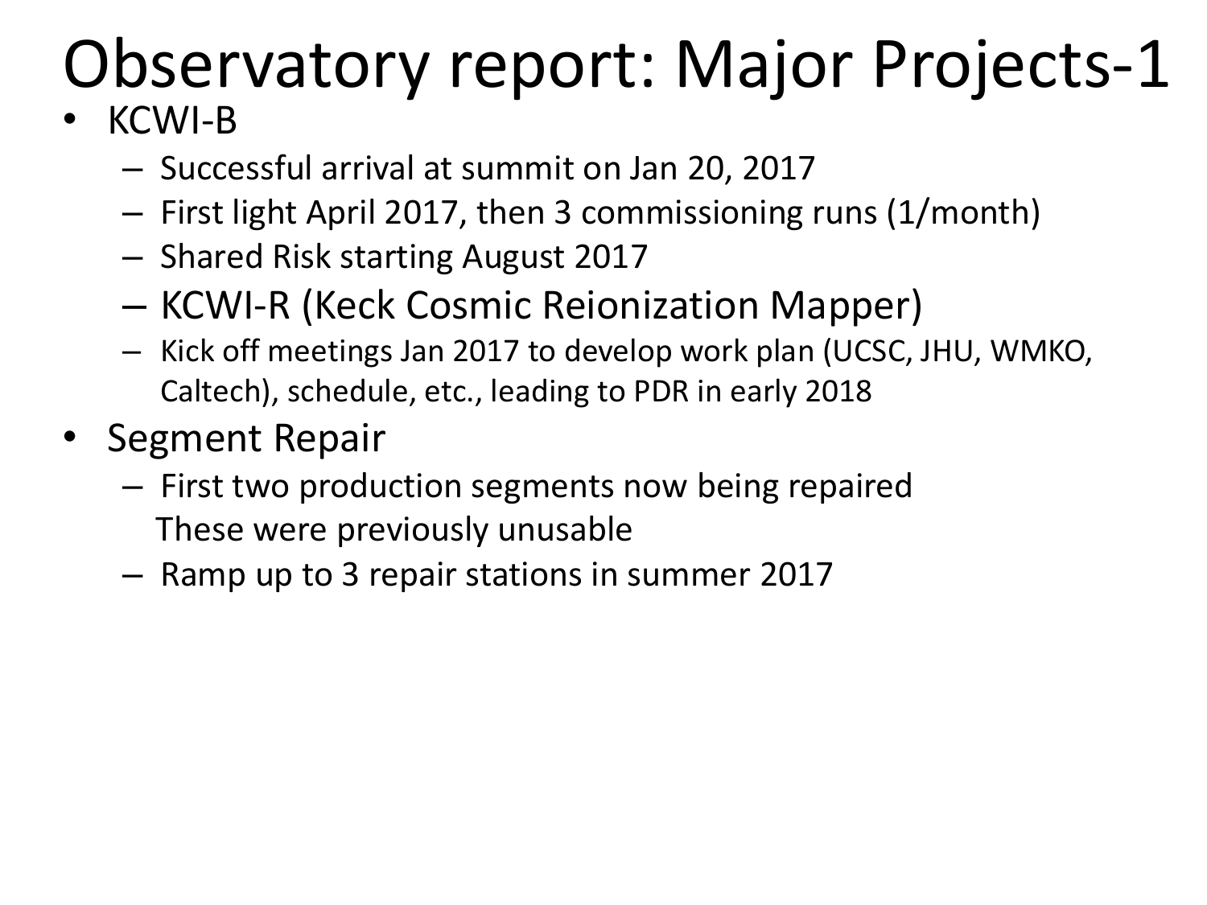# Observatory report: Major Projects-1

- KCWI-B
  - Successful arrival at summit on Jan 20, 2017
  - First light April 2017, then 3 commissioning runs (1/month)
  - Shared Risk starting August 2017
  - KCWI-R (Keck Cosmic Reionization Mapper)
  - Kick off meetings Jan 2017 to develop work plan (UCSC, JHU, WMKO, Caltech), schedule, etc., leading to PDR in early 2018
- Segment Repair
  - First two production segments now being repaired
    These were previously unusable
  - Ramp up to 3 repair stations in summer 2017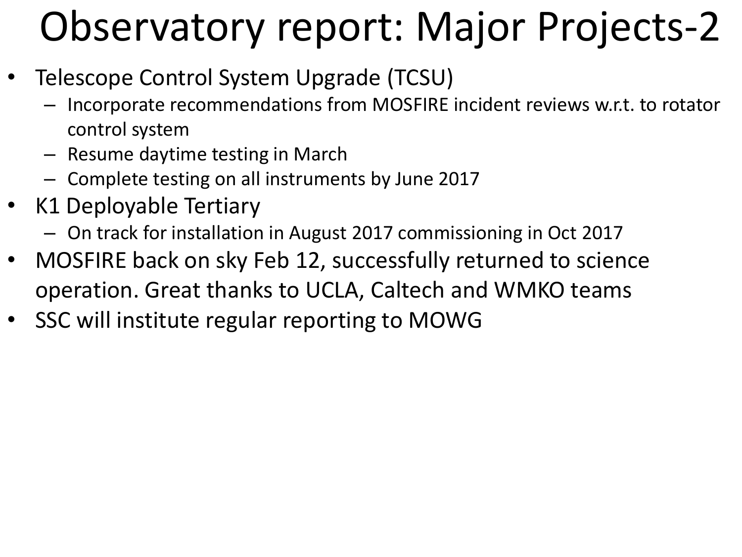# Observatory report: Major Projects-2

- Telescope Control System Upgrade (TCSU)
  - Incorporate recommendations from MOSFIRE incident reviews w.r.t. to rotator control system
  - Resume daytime testing in March
  - Complete testing on all instruments by June 2017
- K1 Deployable Tertiary
  - On track for installation in August 2017 commissioning in Oct 2017
- MOSFIRE back on sky Feb 12, successfully returned to science operation. Great thanks to UCLA, Caltech and WMKO teams
- SSC will institute regular reporting to MOWG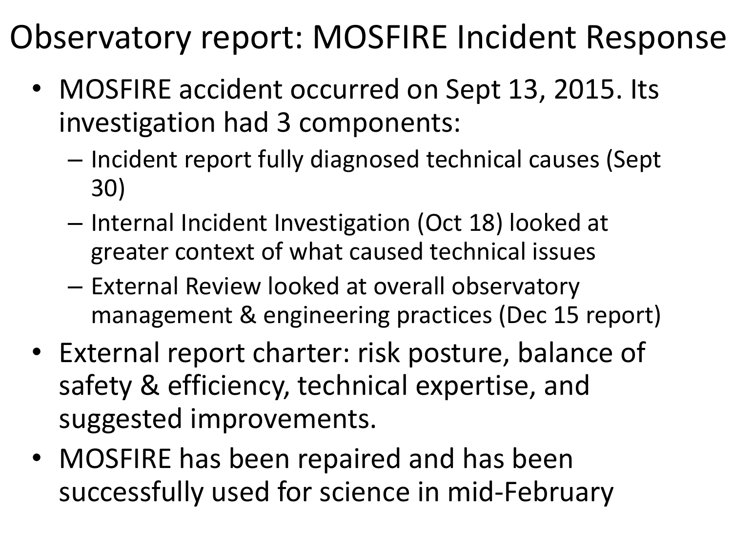# Observatory report: MOSFIRE Incident Response

- MOSFIRE accident occurred on Sept 13, 2015. Its investigation had 3 components:
  - Incident report fully diagnosed technical causes (Sept 30)
  - Internal Incident Investigation (Oct 18) looked at greater context of what caused technical issues
  - External Review looked at overall observatory management & engineering practices (Dec 15 report)
- External report charter: risk posture, balance of safety & efficiency, technical expertise, and suggested improvements.
- MOSFIRE has been repaired and has been successfully used for science in mid-February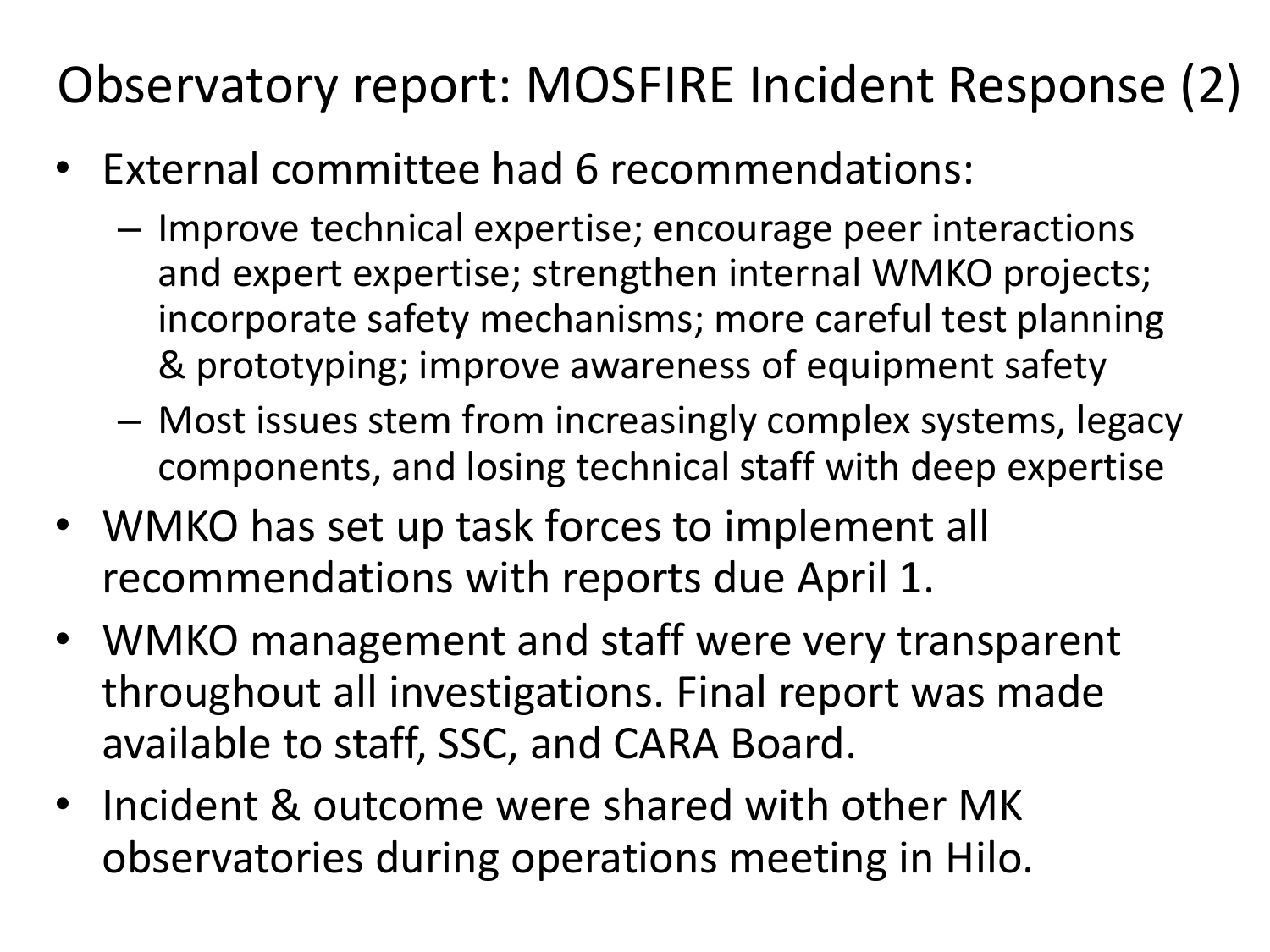# Observatory report: MOSFIRE Incident Response (2)

- External committee had 6 recommendations:
  - Improve technical expertise; encourage peer interactions and expert expertise; strengthen internal WMKO projects; incorporate safety mechanisms; more careful test planning & prototyping; improve awareness of equipment safety
  - Most issues stem from increasingly complex systems, legacy components, and losing technical staff with deep expertise
- WMKO has set up task forces to implement all recommendations with reports due April 1.
- WMKO management and staff were very transparent throughout all investigations. Final report was made available to staff, SSC, and CARA Board.
- Incident & outcome were shared with other MK observatories during operations meeting in Hilo.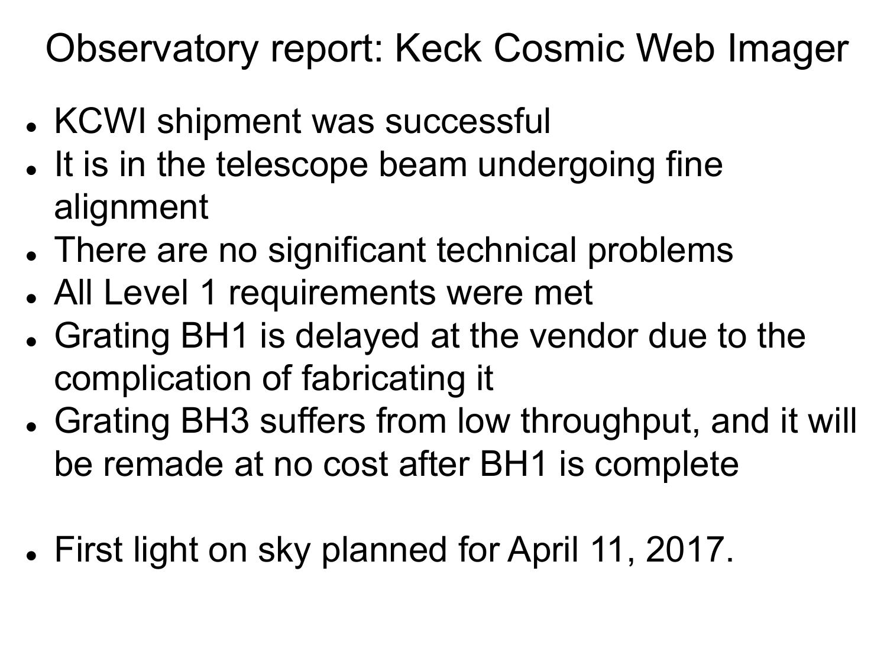# Observatory report: Keck Cosmic Web Imager

- KCWI shipment was successful
- It is in the telescope beam undergoing fine alignment
- There are no significant technical problems
- All Level 1 requirements were met
- Grating BH1 is delayed at the vendor due to the complication of fabricating it
- Grating BH3 suffers from low throughput, and it will be remade at no cost after BH1 is complete

- First light on sky planned for April 11, 2017.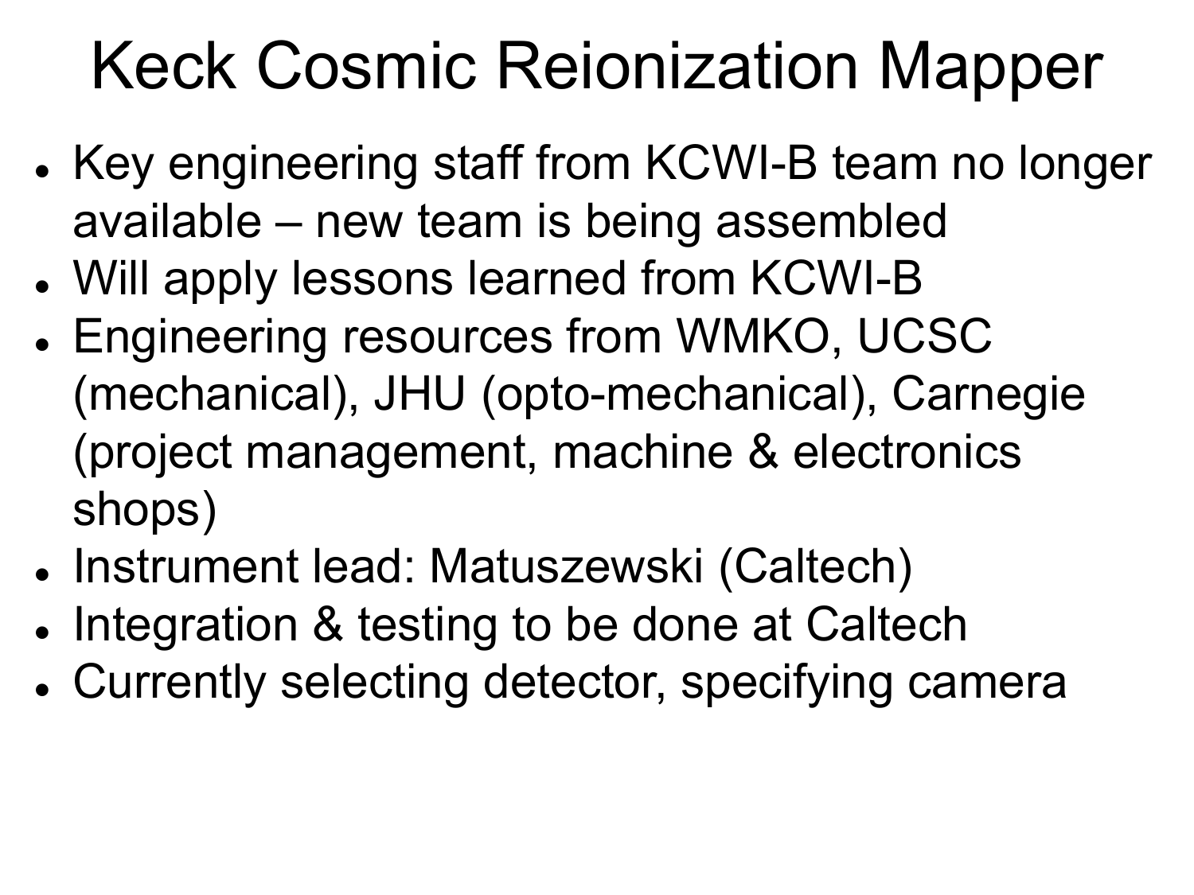# Keck Cosmic Reionization Mapper

- Key engineering staff from KCWI-B team no longer available – new team is being assembled
- Will apply lessons learned from KCWI-B
- Engineering resources from WMKO, UCSC (mechanical), JHU (opto-mechanical), Carnegie (project management, machine & electronics shops)
- Instrument lead: Matuszewski (Caltech)
- Integration & testing to be done at Caltech
- Currently selecting detector, specifying camera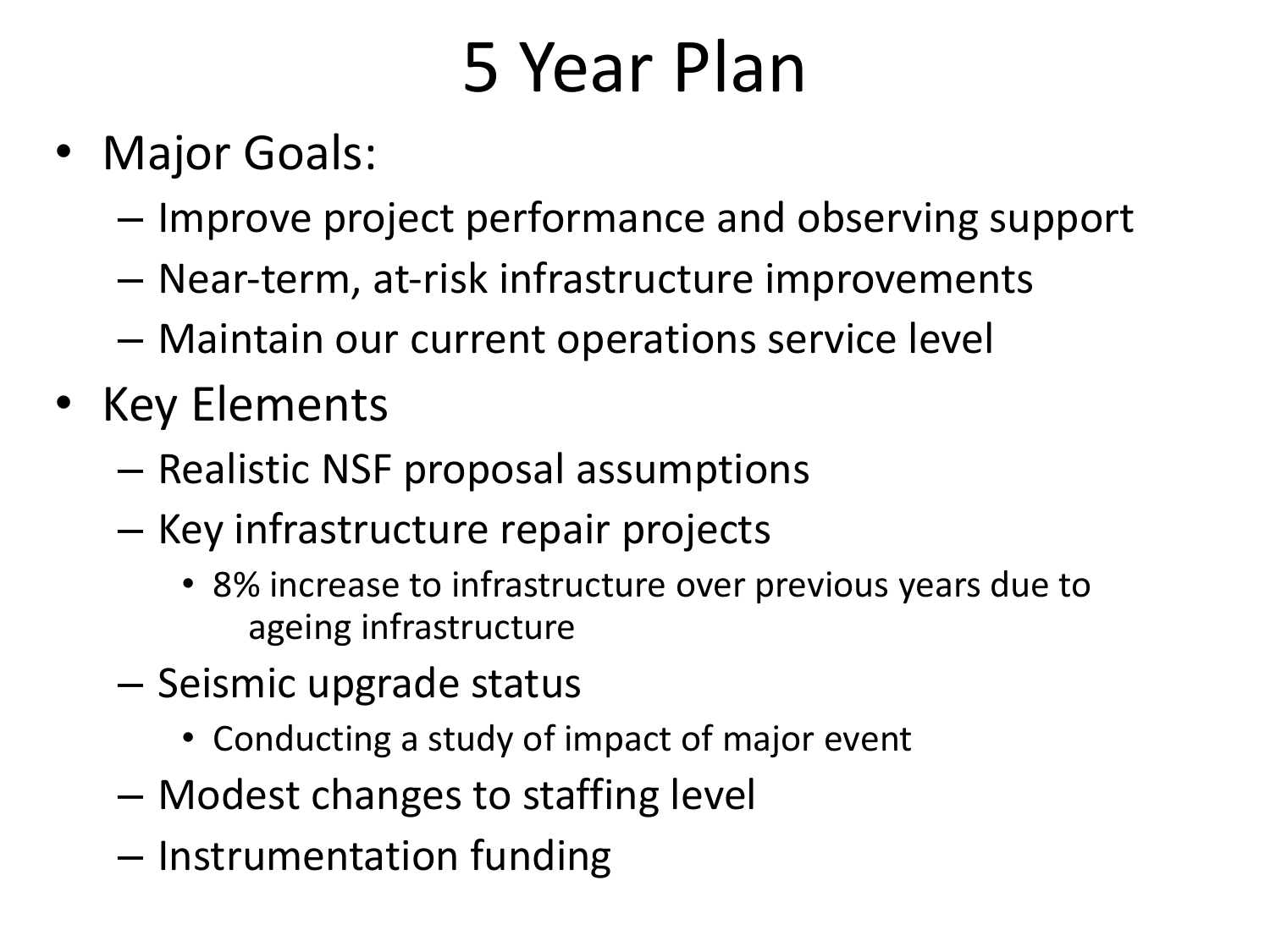# 5 Year Plan

- Major Goals:
  - Improve project performance and observing support
  - Near-term, at-risk infrastructure improvements
  - Maintain our current operations service level
- Key Elements
  - Realistic NSF proposal assumptions
  - Key infrastructure repair projects
    - 8% increase to infrastructure over previous years due to ageing infrastructure
  - Seismic upgrade status
    - Conducting a study of impact of major event
  - Modest changes to staffing level
  - Instrumentation funding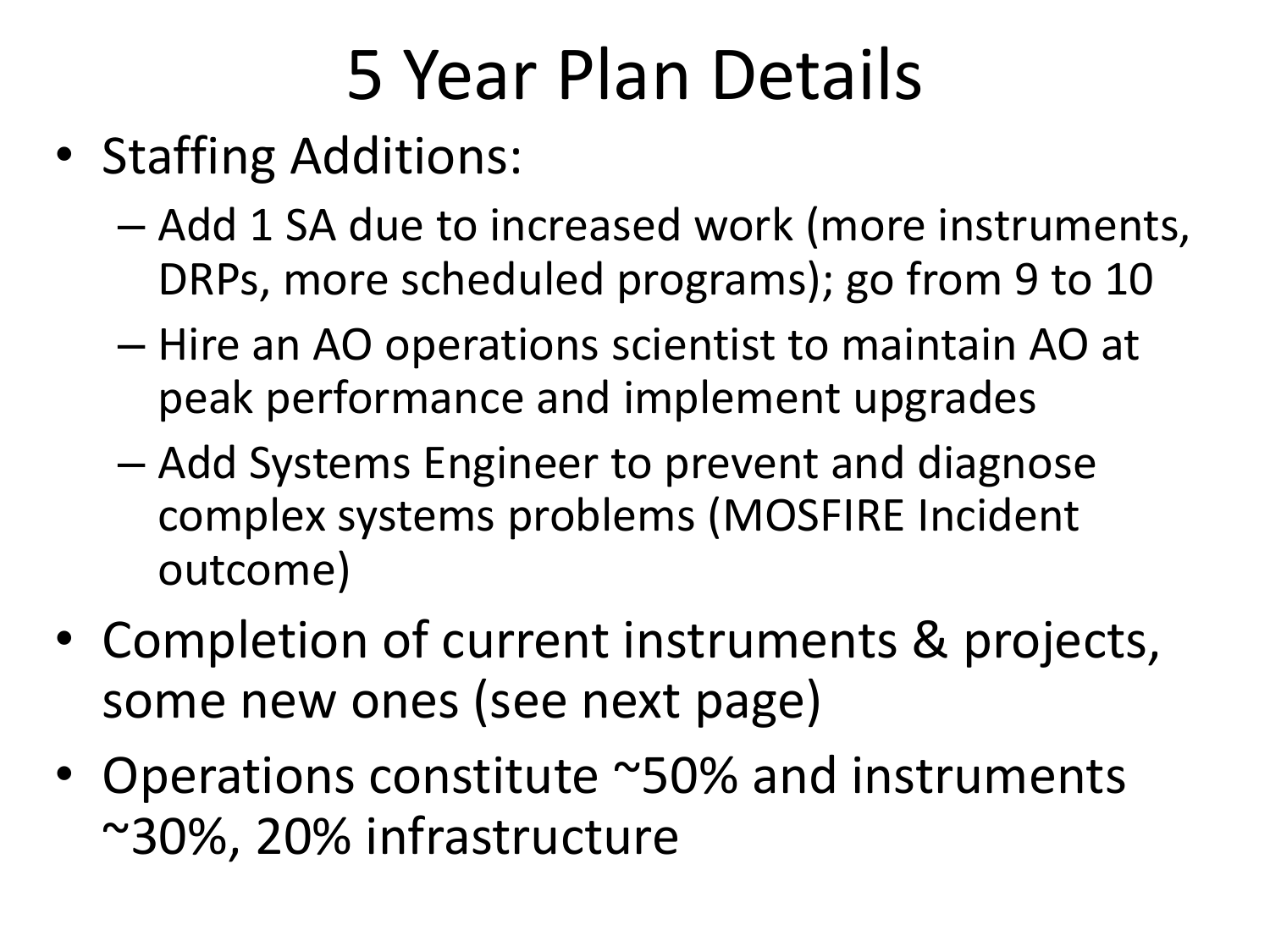# 5 Year Plan Details

- Staffing Additions:
  - Add 1 SA due to increased work (more instruments, DRPs, more scheduled programs); go from 9 to 10
  - Hire an AO operations scientist to maintain AO at peak performance and implement upgrades
  - Add Systems Engineer to prevent and diagnose complex systems problems (MOSFIRE Incident outcome)
- Completion of current instruments & projects, some new ones (see next page)
- Operations constitute ~50% and instruments ~30%, 20% infrastructure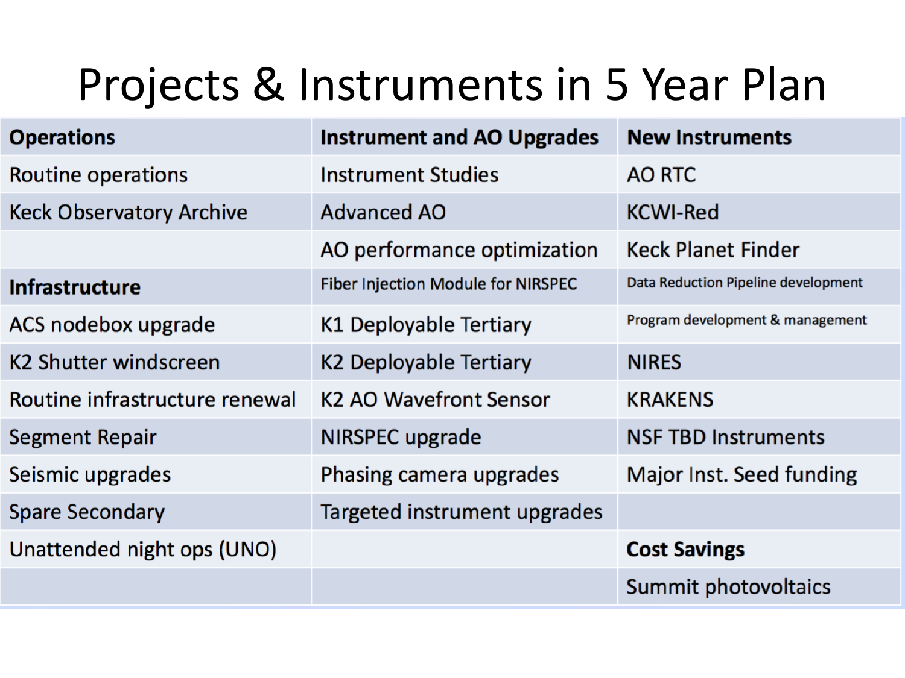# Projects & Instruments in 5 Year Plan

| Operations | Instrument and AO Upgrades | New Instruments |
|---|---|---|
| Routine operations | Instrument Studies | AO RTC |
| Keck Observatory Archive | Advanced AO | KCWI-Red |
| | AO performance optimization | Keck Planet Finder |
| **Infrastructure** | Fiber Injection Module for NIRSPEC | Data Reduction Pipeline development |
| ACS nodebox upgrade | K1 Deployable Tertiary | Program development & management |
| K2 Shutter windscreen | K2 Deployable Tertiary | NIRES |
| Routine infrastructure renewal | K2 AO Wavefront Sensor | KRAKENS |
| Segment Repair | NIRSPEC upgrade | NSF TBD Instruments |
| Seismic upgrades | Phasing camera upgrades | Major Inst. Seed funding |
| Spare Secondary | Targeted instrument upgrades | |
| Unattended night ops (UNO) | | **Cost Savings** |
| | | Summit photovoltaics |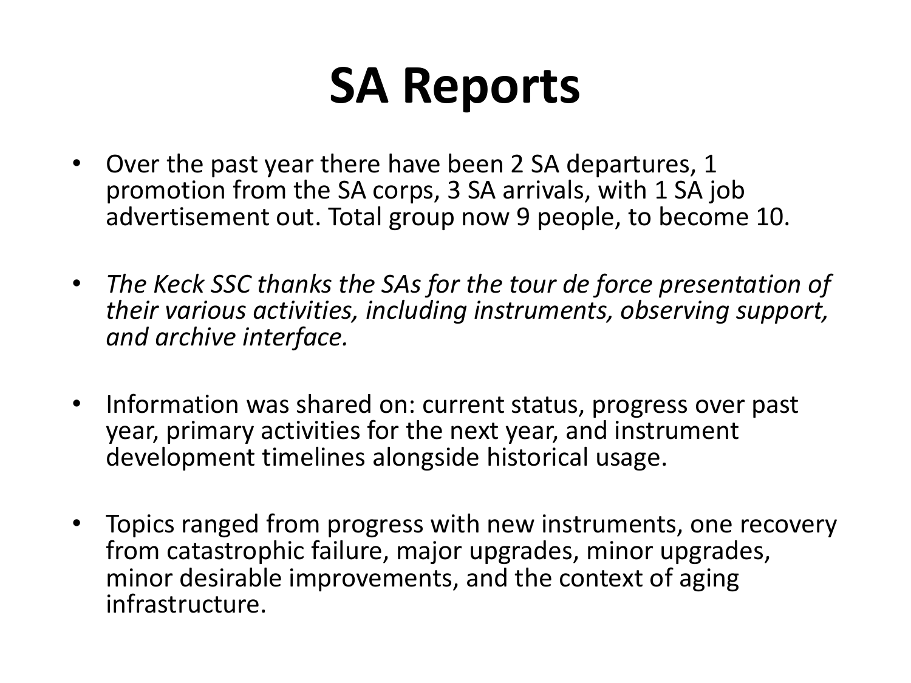# SA Reports

- Over the past year there have been 2 SA departures, 1 promotion from the SA corps, 3 SA arrivals, with 1 SA job advertisement out. Total group now 9 people, to become 10.
- *The Keck SSC thanks the SAs for the tour de force presentation of their various activities, including instruments, observing support, and archive interface.*
- Information was shared on: current status, progress over past year, primary activities for the next year, and instrument development timelines alongside historical usage.
- Topics ranged from progress with new instruments, one recovery from catastrophic failure, major upgrades, minor upgrades, minor desirable improvements, and the context of aging infrastructure.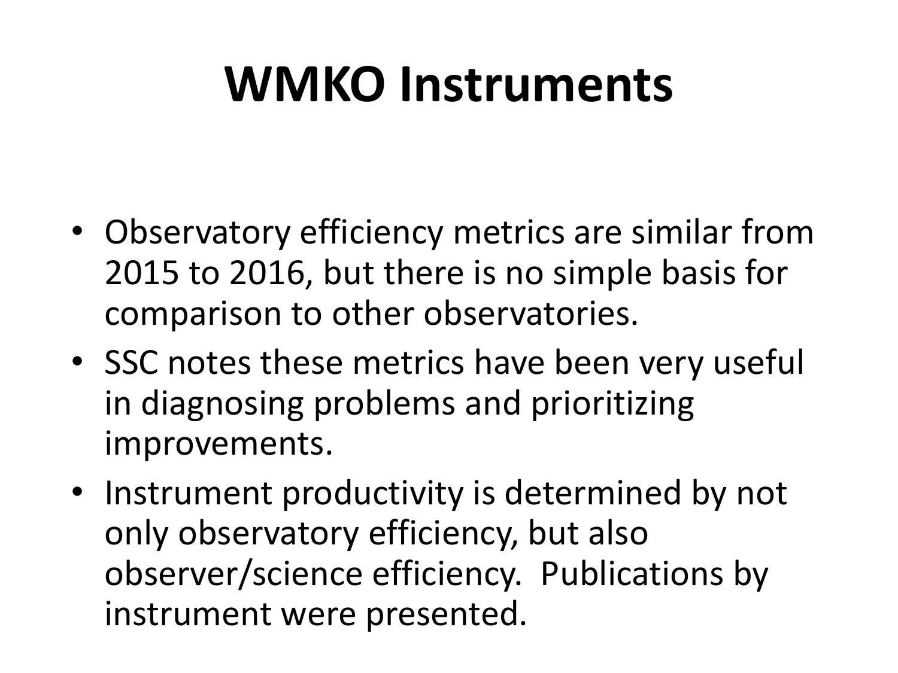# WMKO Instruments

- Observatory efficiency metrics are similar from 2015 to 2016, but there is no simple basis for comparison to other observatories.
- SSC notes these metrics have been very useful in diagnosing problems and prioritizing improvements.
- Instrument productivity is determined by not only observatory efficiency, but also observer/science efficiency. Publications by instrument were presented.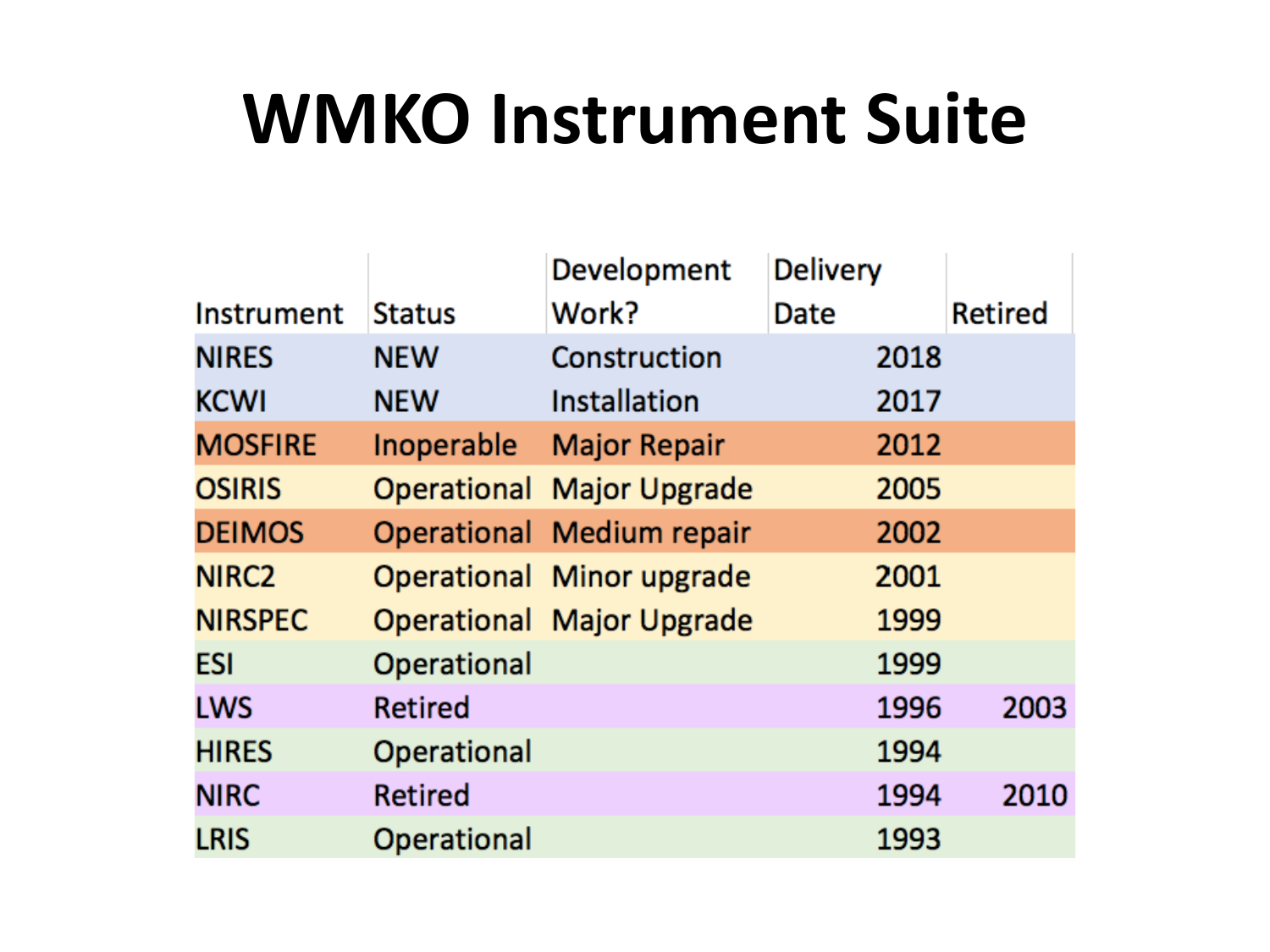# WMKO Instrument Suite

| Instrument | Status | Development Work? | Delivery Date | Retired |
|---|---|---|---|---|
| NIRES | NEW | Construction | 2018 | |
| KCWI | NEW | Installation | 2017 | |
| MOSFIRE | Inoperable | Major Repair | 2012 | |
| OSIRIS | Operational | Major Upgrade | 2005 | |
| DEIMOS | Operational | Medium repair | 2002 | |
| NIRC2 | Operational | Minor upgrade | 2001 | |
| NIRSPEC | Operational | Major Upgrade | 1999 | |
| ESI | Operational | | 1999 | |
| LWS | Retired | | 1996 | 2003 |
| HIRES | Operational | | 1994 | |
| NIRC | Retired | | 1994 | 2010 |
| LRIS | Operational | | 1993 | |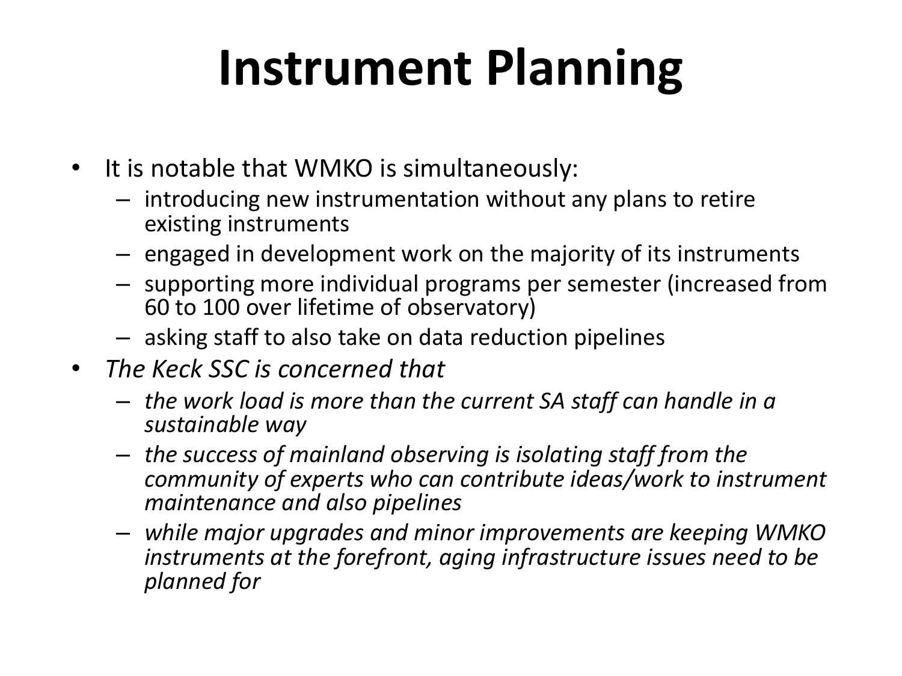# Instrument Planning

- It is notable that WMKO is simultaneously:
  - introducing new instrumentation without any plans to retire existing instruments
  - engaged in development work on the majority of its instruments
  - supporting more individual programs per semester (increased from 60 to 100 over lifetime of observatory)
  - asking staff to also take on data reduction pipelines
- *The Keck SSC is concerned that*
  - *the work load is more than the current SA staff can handle in a sustainable way*
  - *the success of mainland observing is isolating staff from the community of experts who can contribute ideas/work to instrument maintenance and also pipelines*
  - *while major upgrades and minor improvements are keeping WMKO instruments at the forefront, aging infrastructure issues need to be planned for*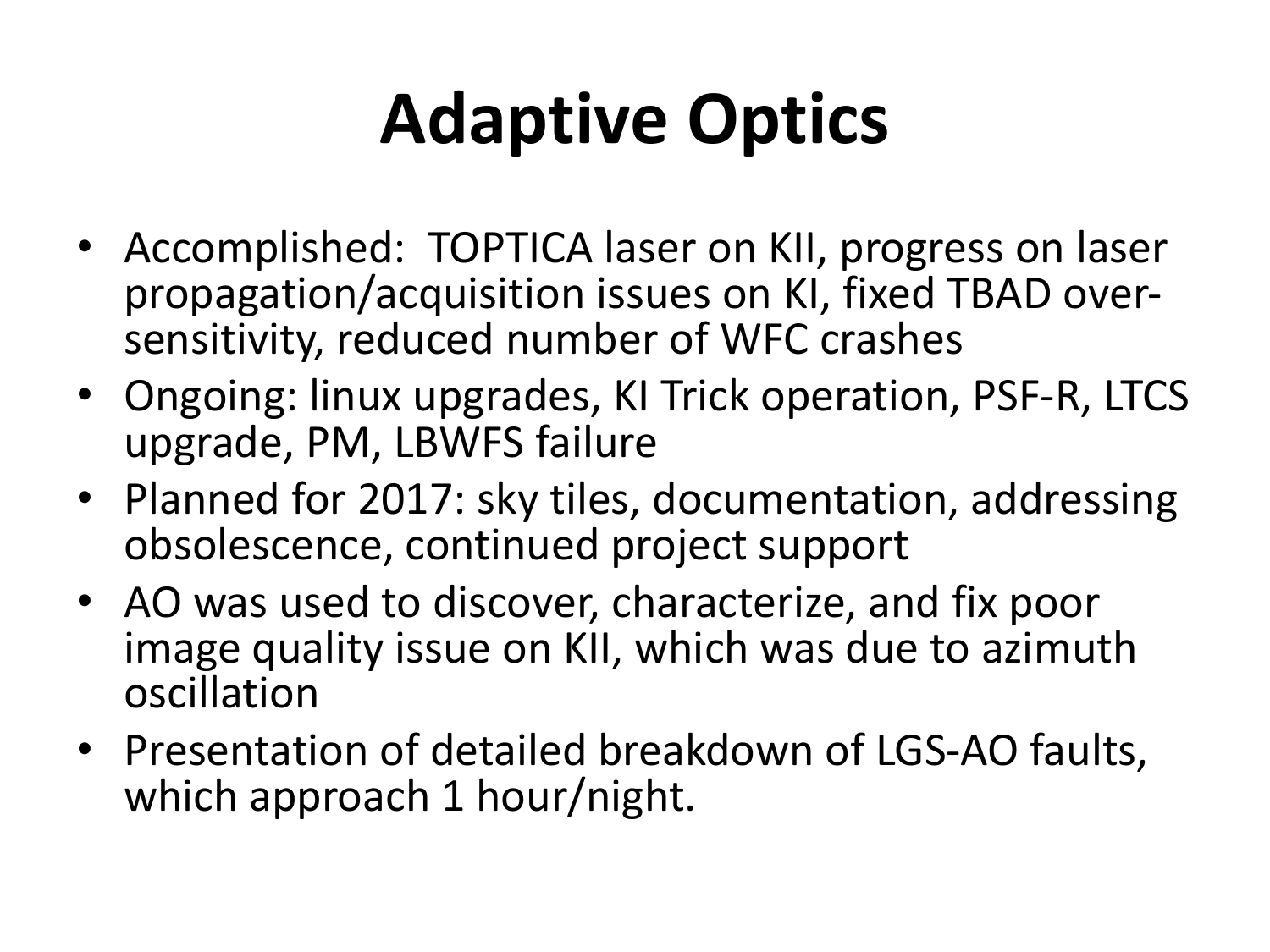# Adaptive Optics

- Accomplished: TOPTICA laser on KII, progress on laser propagation/acquisition issues on KI, fixed TBAD over-sensitivity, reduced number of WFC crashes
- Ongoing: linux upgrades, KI Trick operation, PSF-R, LTCS upgrade, PM, LBWFS failure
- Planned for 2017: sky tiles, documentation, addressing obsolescence, continued project support
- AO was used to discover, characterize, and fix poor image quality issue on KII, which was due to azimuth oscillation
- Presentation of detailed breakdown of LGS-AO faults, which approach 1 hour/night.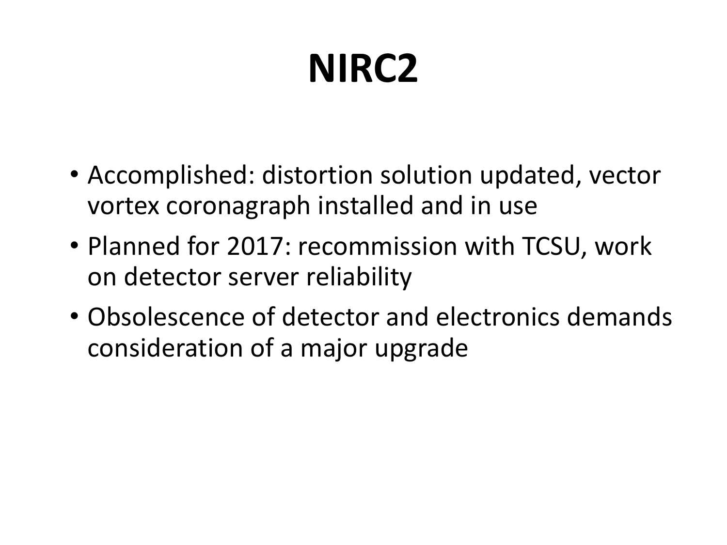# NIRC2

- Accomplished: distortion solution updated, vector vortex coronagraph installed and in use
- Planned for 2017: recommission with TCSU, work on detector server reliability
- Obsolescence of detector and electronics demands consideration of a major upgrade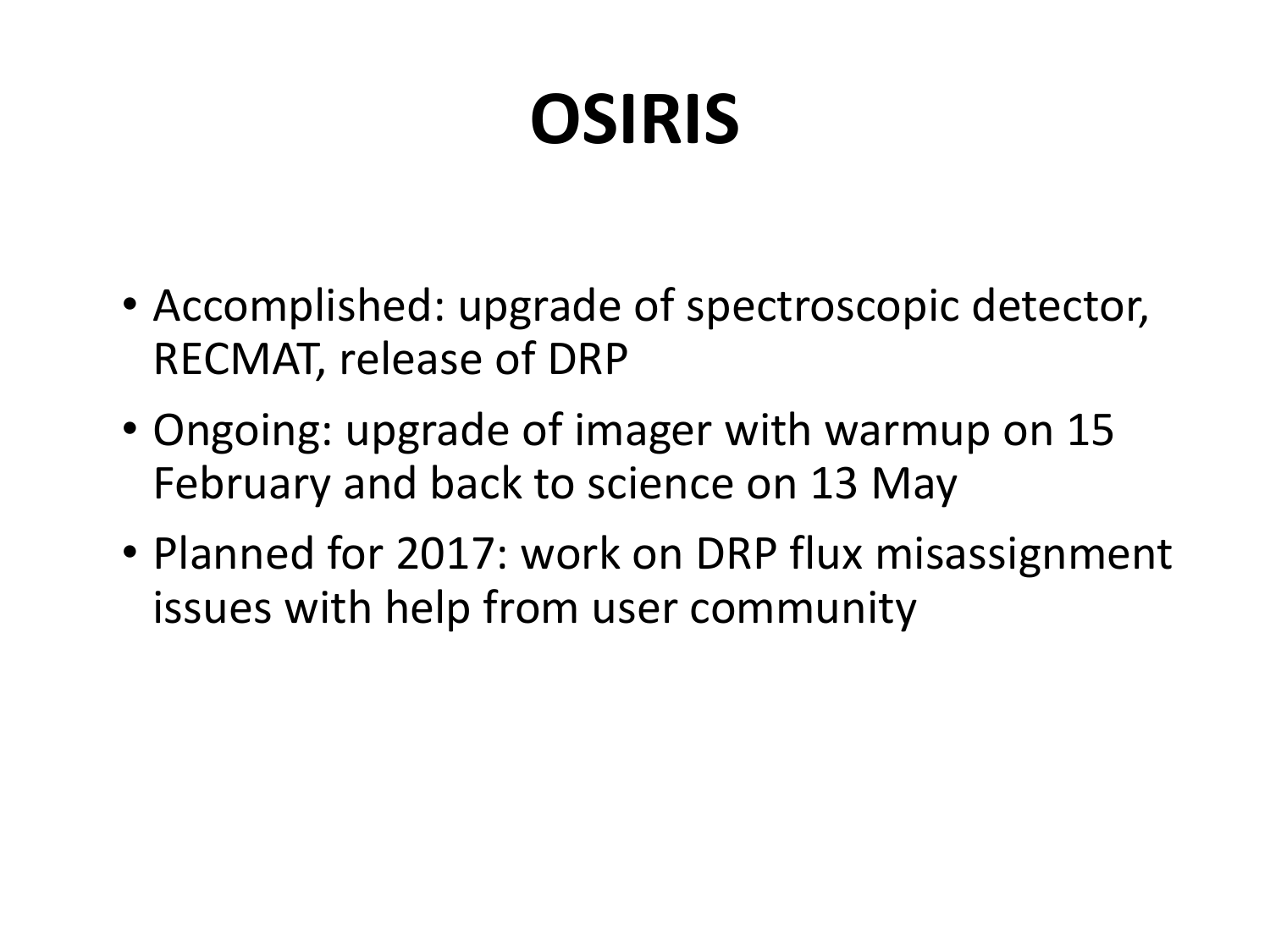# OSIRIS

- Accomplished: upgrade of spectroscopic detector, RECMAT, release of DRP
- Ongoing: upgrade of imager with warmup on 15 February and back to science on 13 May
- Planned for 2017: work on DRP flux misassignment issues with help from user community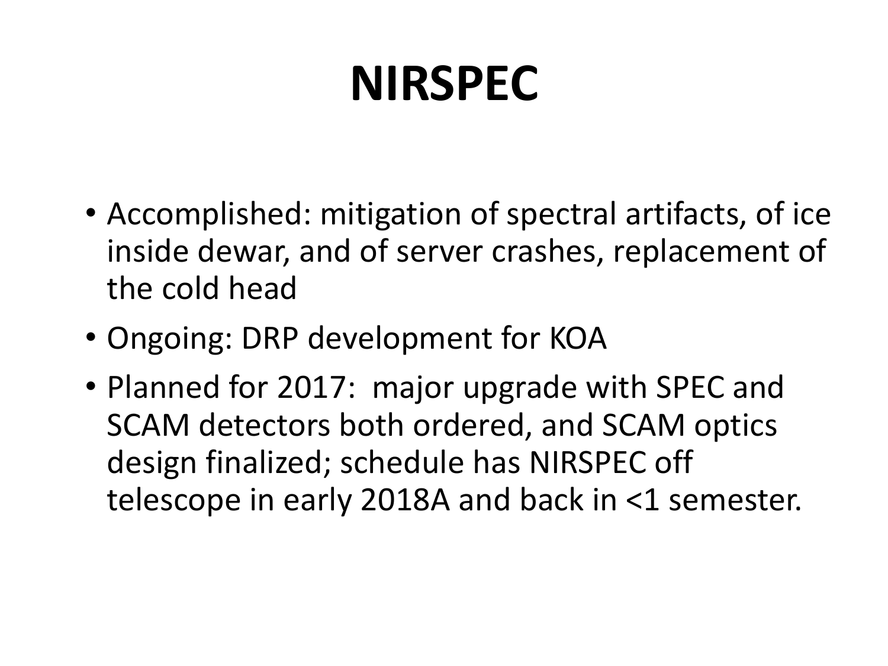# NIRSPEC

- Accomplished: mitigation of spectral artifacts, of ice inside dewar, and of server crashes, replacement of the cold head
- Ongoing: DRP development for KOA
- Planned for 2017: major upgrade with SPEC and SCAM detectors both ordered, and SCAM optics design finalized; schedule has NIRSPEC off telescope in early 2018A and back in <1 semester.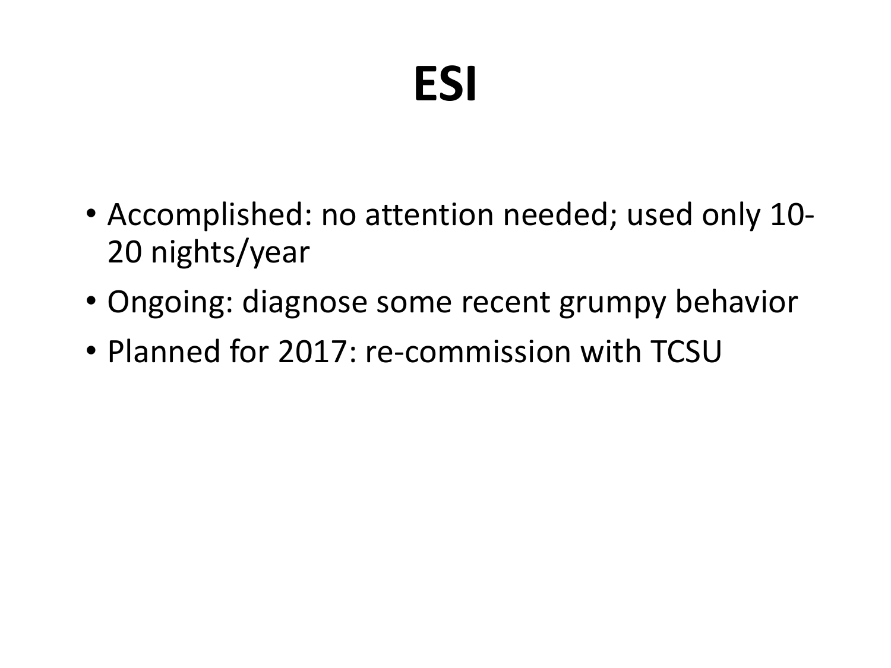# ESI

- Accomplished: no attention needed; used only 10-20 nights/year
- Ongoing: diagnose some recent grumpy behavior
- Planned for 2017: re-commission with TCSU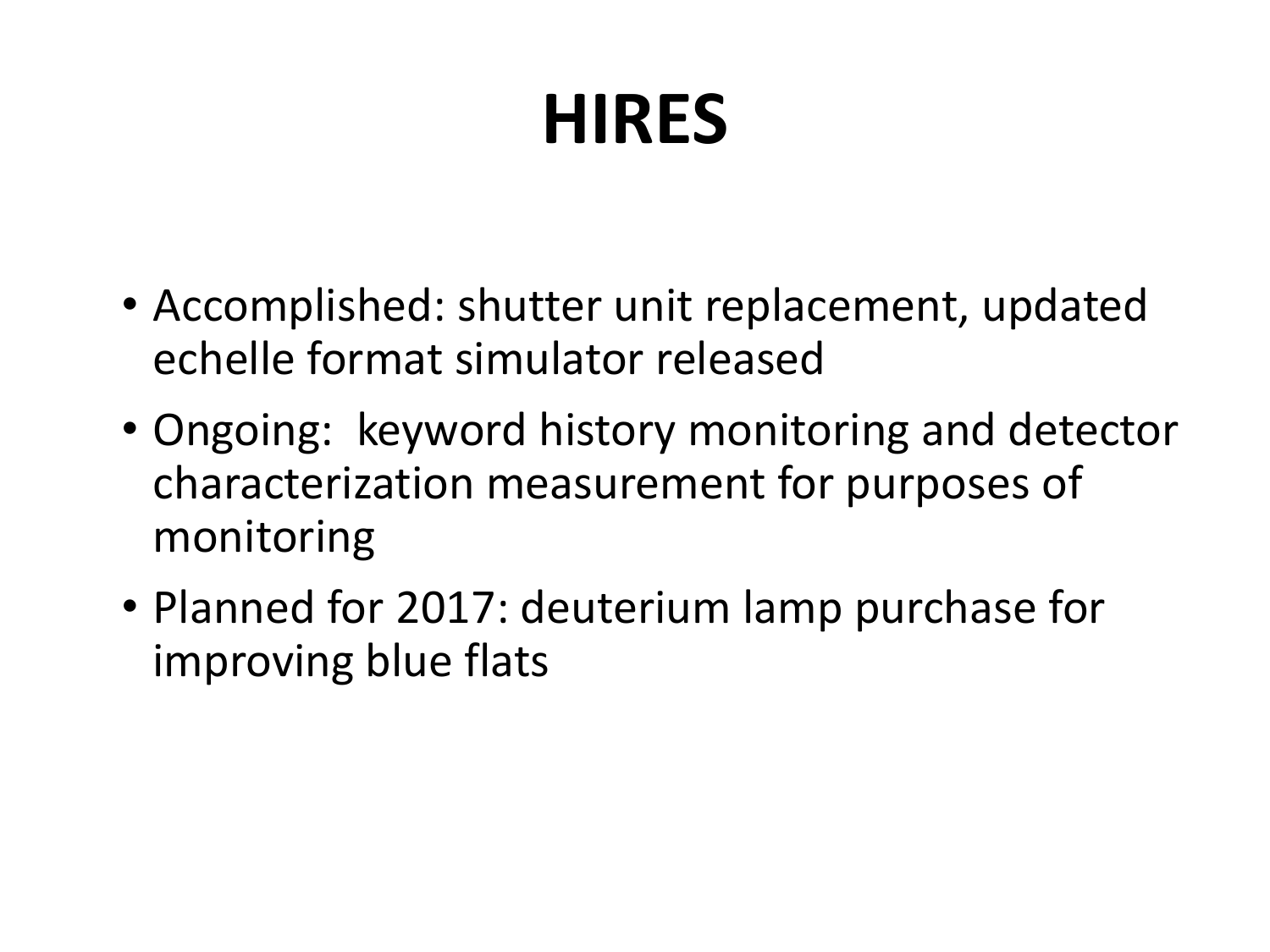# HIRES

- Accomplished: shutter unit replacement, updated echelle format simulator released
- Ongoing: keyword history monitoring and detector characterization measurement for purposes of monitoring
- Planned for 2017: deuterium lamp purchase for improving blue flats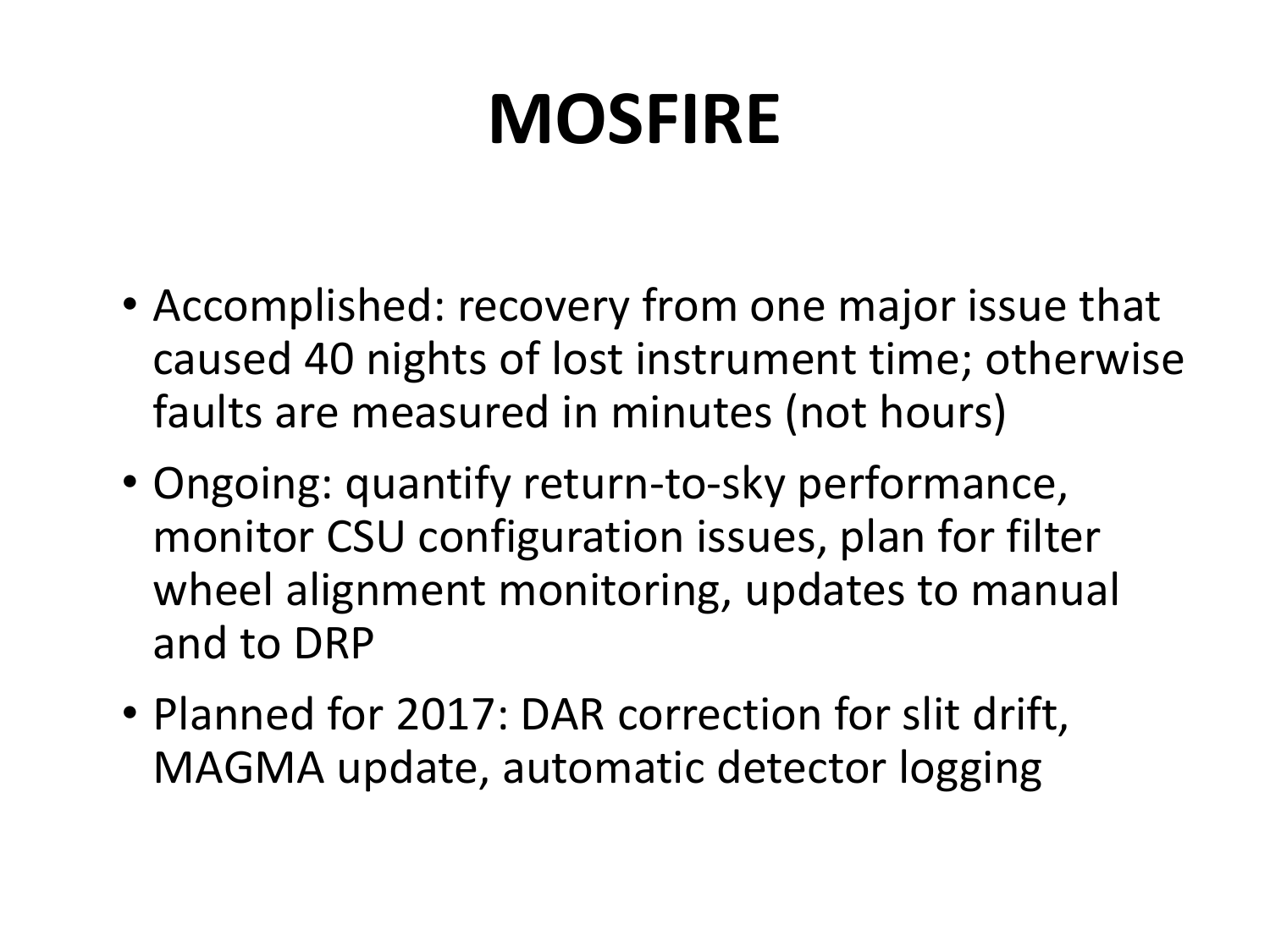# MOSFIRE

- Accomplished: recovery from one major issue that caused 40 nights of lost instrument time; otherwise faults are measured in minutes (not hours)
- Ongoing: quantify return-to-sky performance, monitor CSU configuration issues, plan for filter wheel alignment monitoring, updates to manual and to DRP
- Planned for 2017: DAR correction for slit drift, MAGMA update, automatic detector logging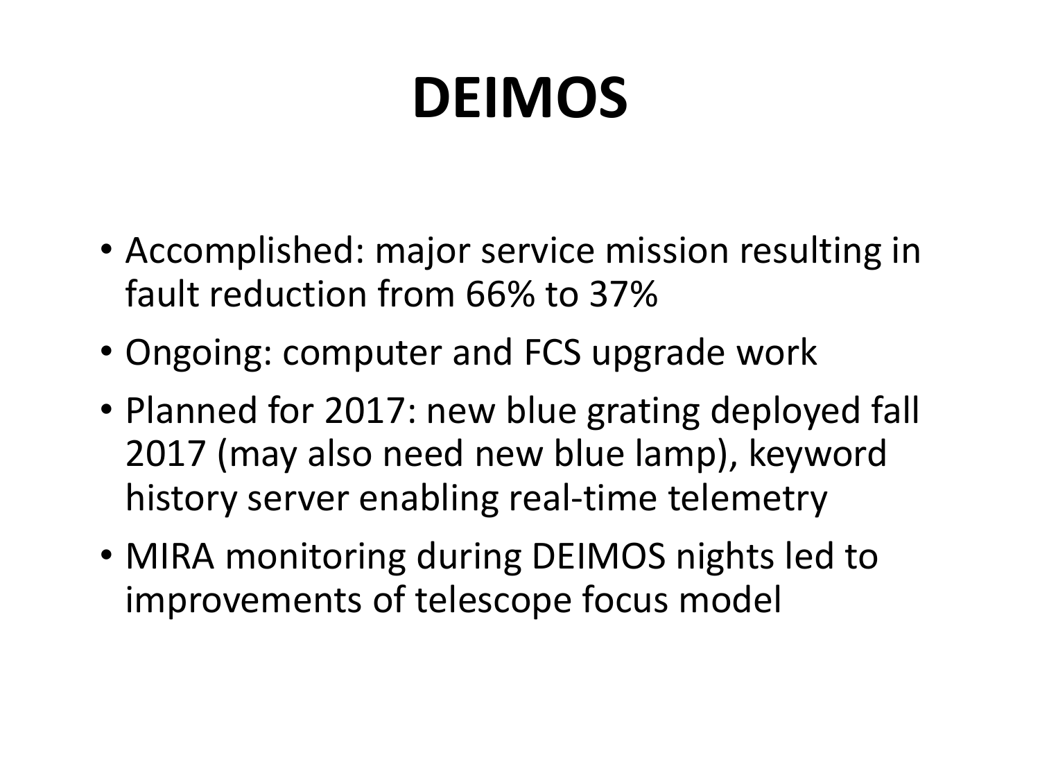# DEIMOS

- Accomplished: major service mission resulting in fault reduction from 66% to 37%
- Ongoing: computer and FCS upgrade work
- Planned for 2017: new blue grating deployed fall 2017 (may also need new blue lamp), keyword history server enabling real-time telemetry
- MIRA monitoring during DEIMOS nights led to improvements of telescope focus model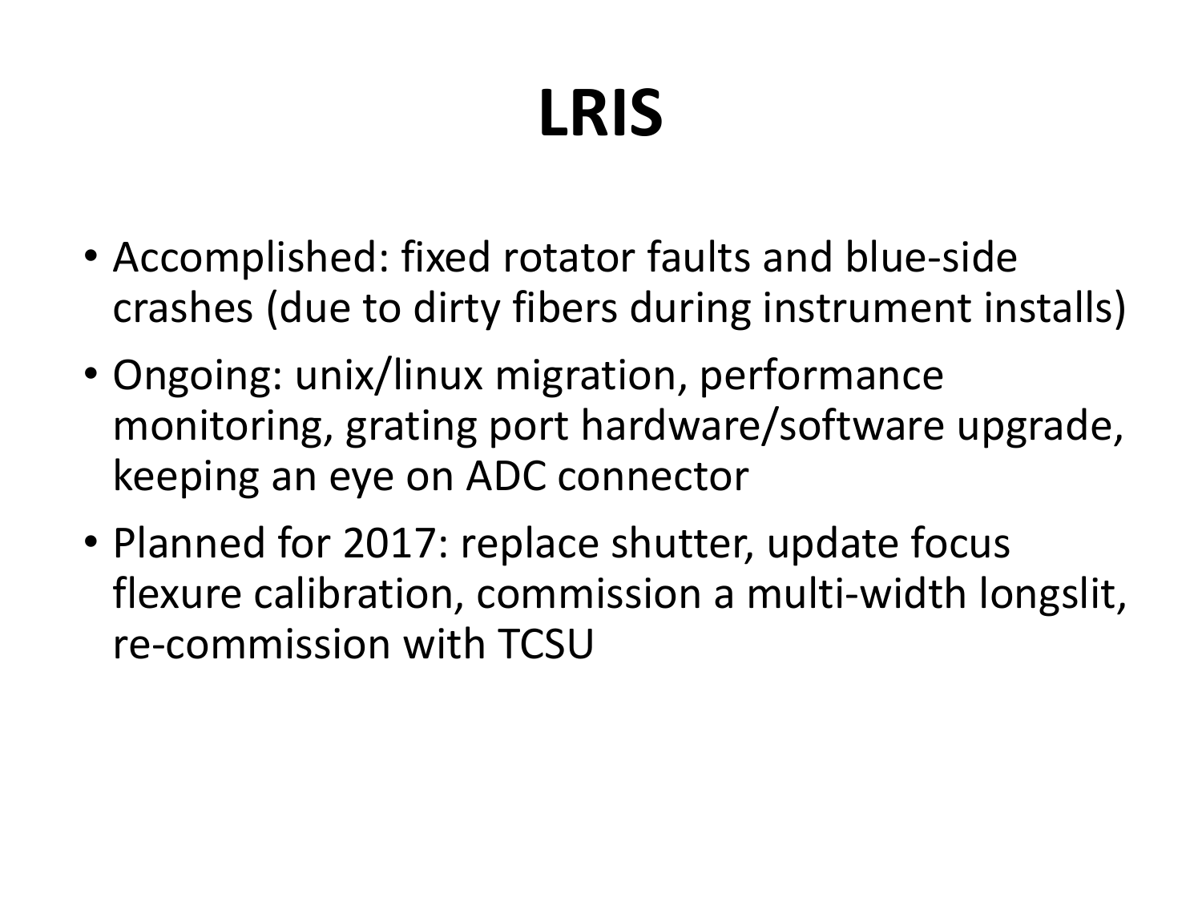# LRIS

- Accomplished: fixed rotator faults and blue-side crashes (due to dirty fibers during instrument installs)
- Ongoing: unix/linux migration, performance monitoring, grating port hardware/software upgrade, keeping an eye on ADC connector
- Planned for 2017: replace shutter, update focus flexure calibration, commission a multi-width longslit, re-commission with TCSU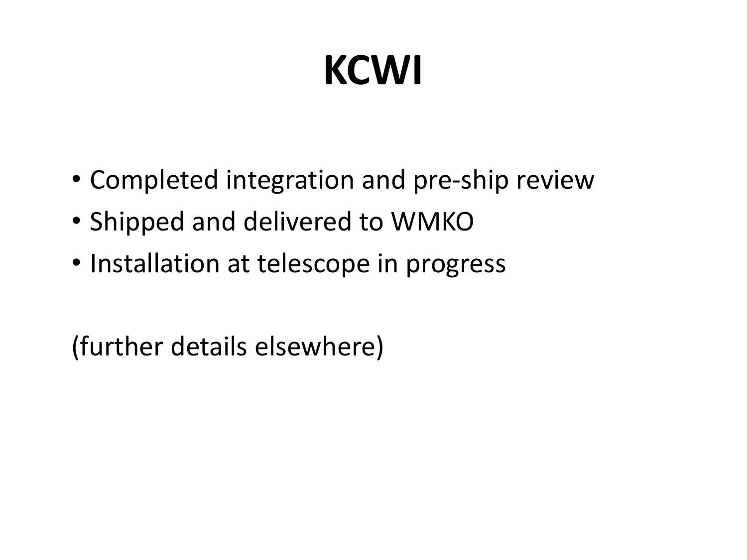# KCWI

- Completed integration and pre-ship review
- Shipped and delivered to WMKO
- Installation at telescope in progress

(further details elsewhere)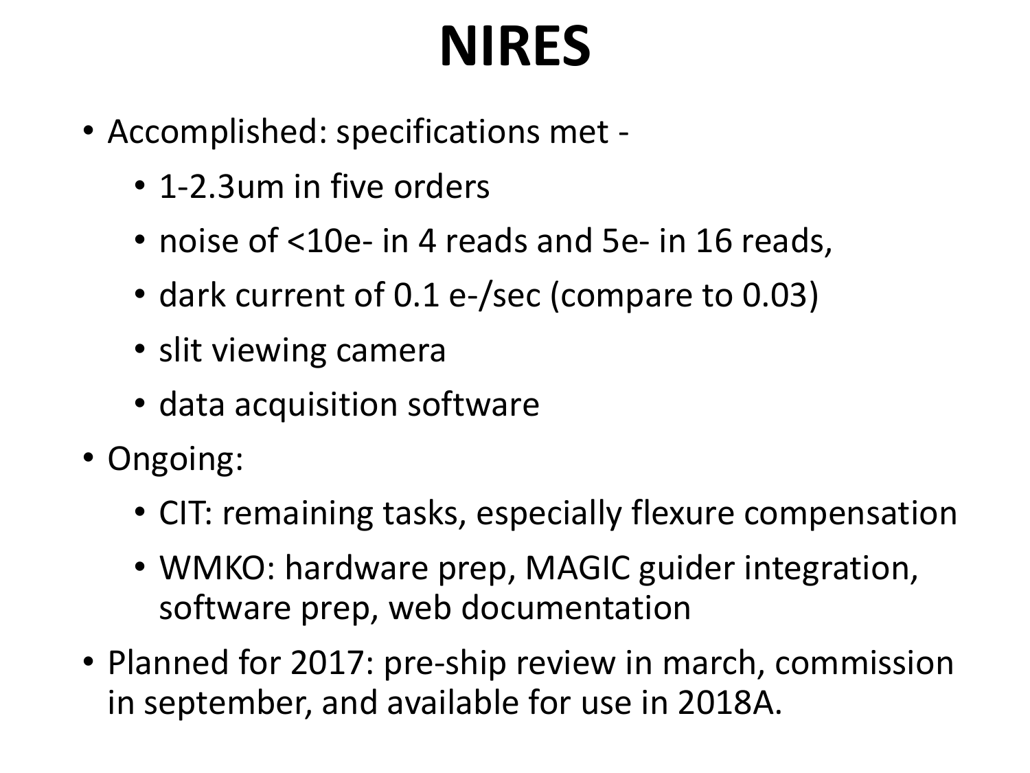# NIRES

- Accomplished: specifications met -
  - 1-2.3um in five orders
  - noise of <10e- in 4 reads and 5e- in 16 reads,
  - dark current of 0.1 e-/sec (compare to 0.03)
  - slit viewing camera
  - data acquisition software
- Ongoing:
  - CIT: remaining tasks, especially flexure compensation
  - WMKO: hardware prep, MAGIC guider integration, software prep, web documentation
- Planned for 2017: pre-ship review in march, commission in september, and available for use in 2018A.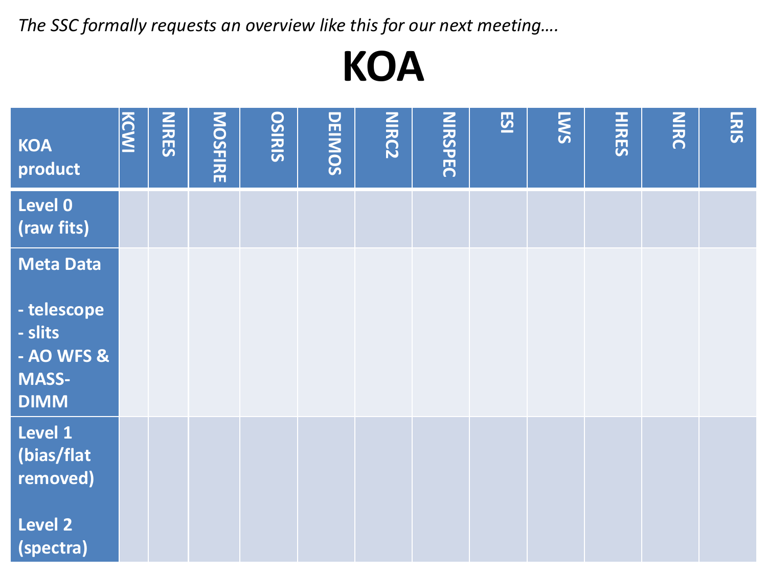*The SSC formally requests an overview like this for our next meeting….*

# KOA

| KOA product | KCWI | NIRES | MOSFIRE | OSIRIS | DEIMOS | NIRC2 | NIRSPEC | ESI | LWS | HIRES | NIRC | LRIS |
|---|---|---|---|---|---|---|---|---|---|---|---|---|
| Level 0 (raw fits) | | | | | | | | | | | | |
| Meta Data<br><br>- telescope<br>- slits<br>- AO WFS & MASS-DIMM | | | | | | | | | | | | |
| Level 1 (bias/flat removed)<br><br>Level 2 (spectra) | | | | | | | | | | | | |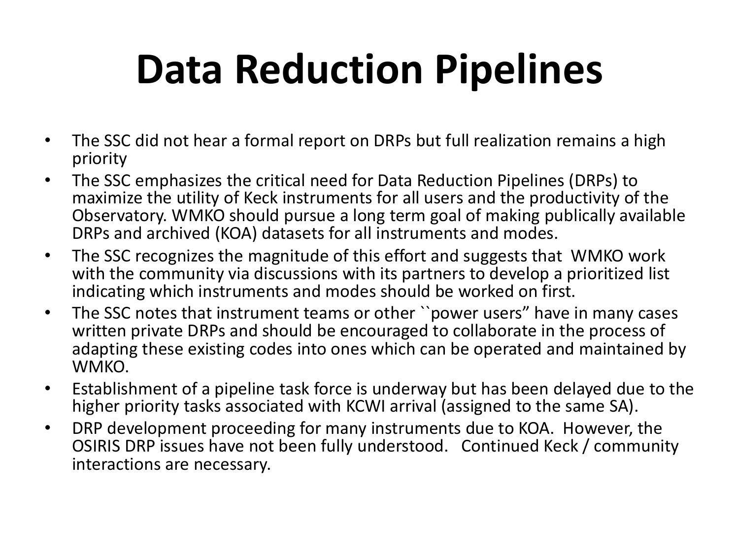# Data Reduction Pipelines

- The SSC did not hear a formal report on DRPs but full realization remains a high priority
- The SSC emphasizes the critical need for Data Reduction Pipelines (DRPs) to maximize the utility of Keck instruments for all users and the productivity of the Observatory. WMKO should pursue a long term goal of making publically available DRPs and archived (KOA) datasets for all instruments and modes.
- The SSC recognizes the magnitude of this effort and suggests that WMKO work with the community via discussions with its partners to develop a prioritized list indicating which instruments and modes should be worked on first.
- The SSC notes that instrument teams or other ``power users" have in many cases written private DRPs and should be encouraged to collaborate in the process of adapting these existing codes into ones which can be operated and maintained by WMKO.
- Establishment of a pipeline task force is underway but has been delayed due to the higher priority tasks associated with KCWI arrival (assigned to the same SA).
- DRP development proceeding for many instruments due to KOA. However, the OSIRIS DRP issues have not been fully understood. Continued Keck / community interactions are necessary.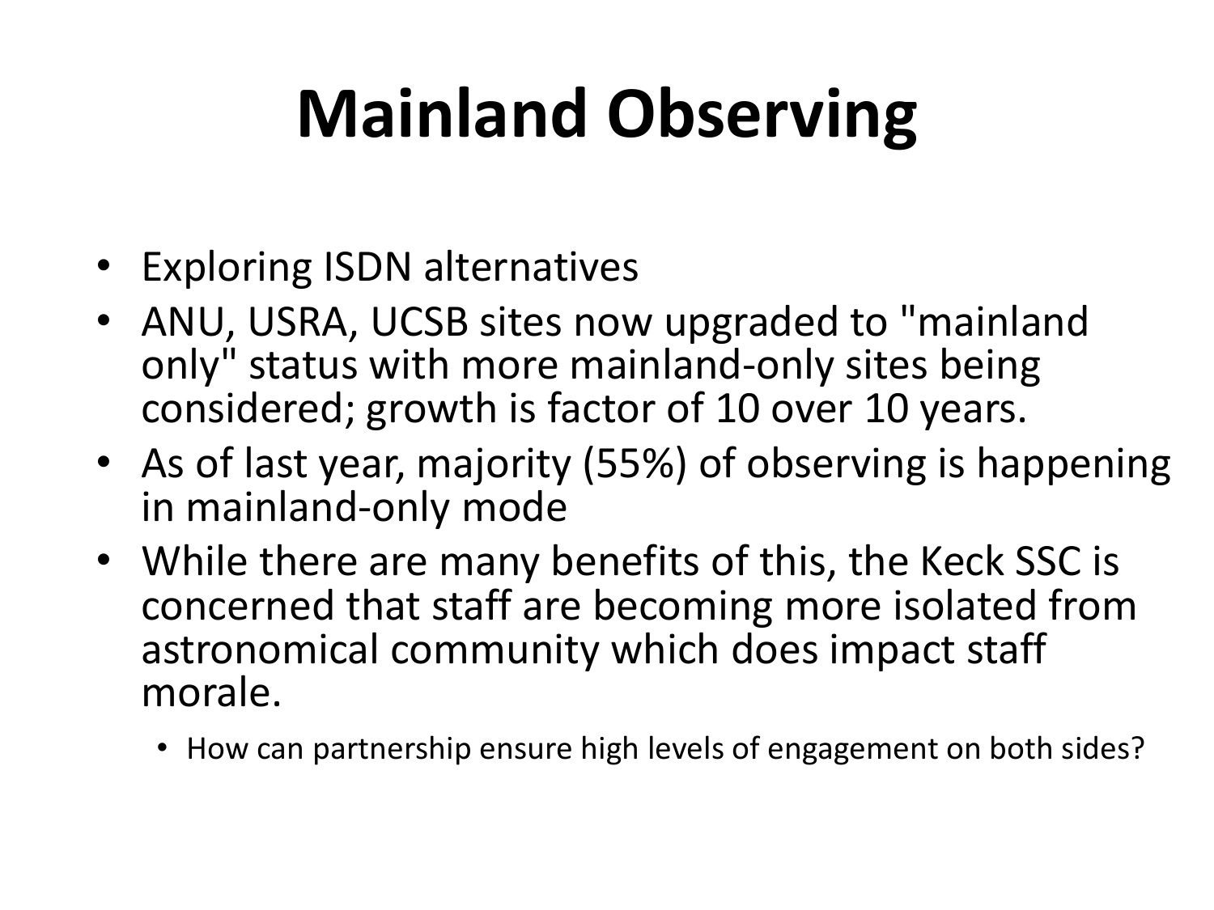# Mainland Observing

- Exploring ISDN alternatives
- ANU, USRA, UCSB sites now upgraded to "mainland only" status with more mainland-only sites being considered; growth is factor of 10 over 10 years.
- As of last year, majority (55%) of observing is happening in mainland-only mode
- While there are many benefits of this, the Keck SSC is concerned that staff are becoming more isolated from astronomical community which does impact staff morale.
  - How can partnership ensure high levels of engagement on both sides?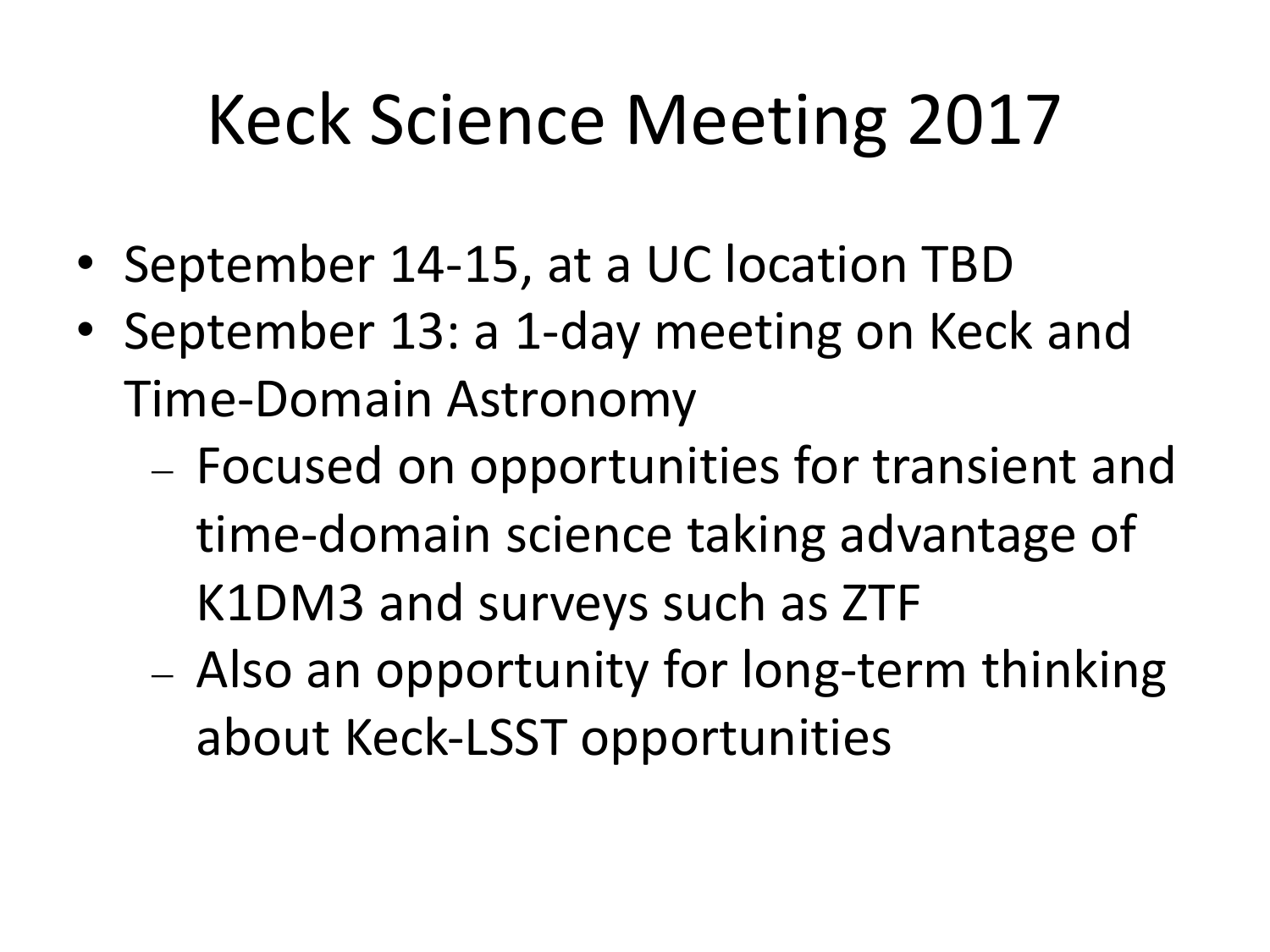# Keck Science Meeting 2017

- September 14-15, at a UC location TBD
- September 13: a 1-day meeting on Keck and Time-Domain Astronomy
  - Focused on opportunities for transient and time-domain science taking advantage of K1DM3 and surveys such as ZTF
  - Also an opportunity for long-term thinking about Keck-LSST opportunities